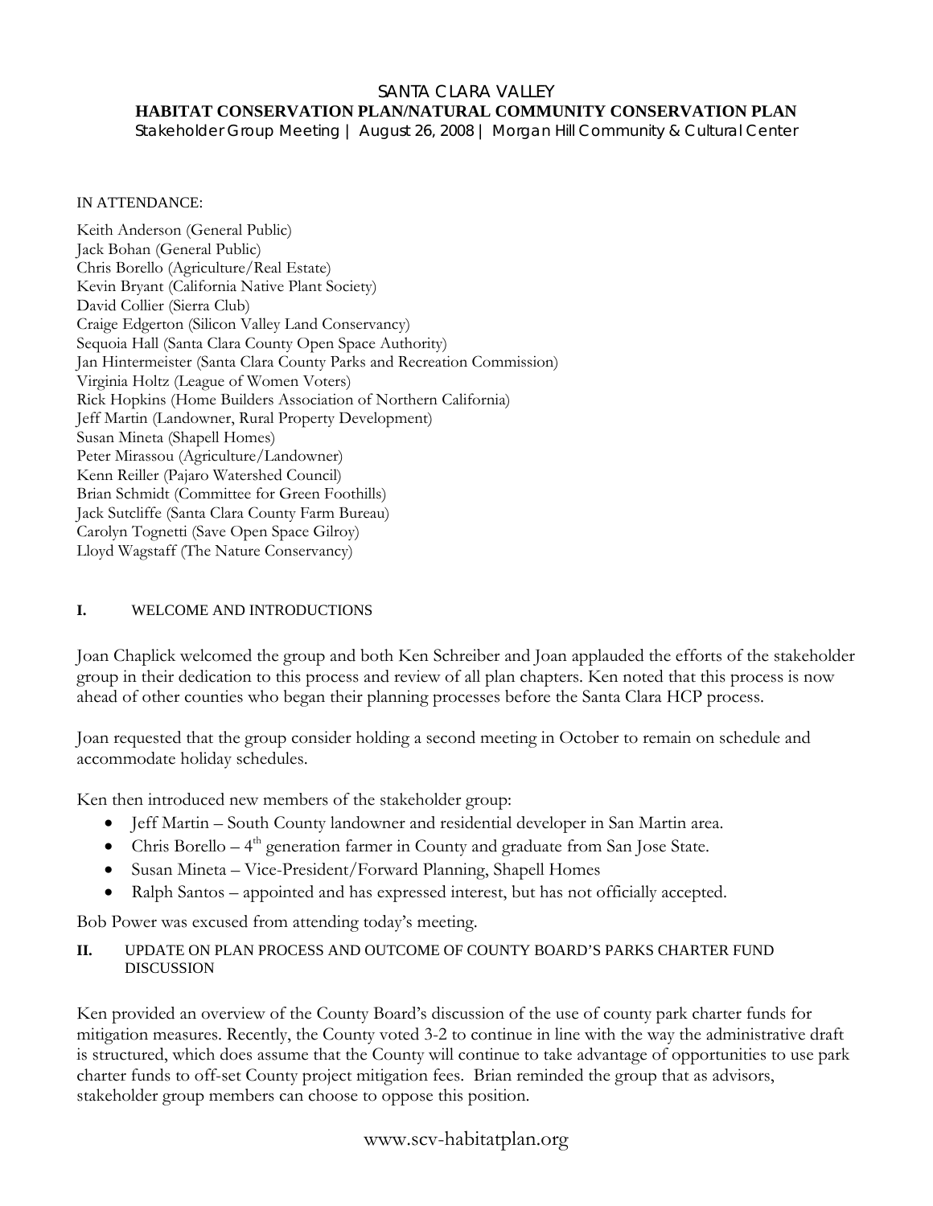# SANTA CLARA VALLEY
## HABITAT CONSERVATION PLAN/NATURAL COMMUNITY CONSERVATION PLAN
Stakeholder Group Meeting | August 26, 2008 | Morgan Hill Community & Cultural Center

IN ATTENDANCE:

Keith Anderson (General Public)
Jack Bohan (General Public)
Chris Borello (Agriculture/Real Estate)
Kevin Bryant (California Native Plant Society)
David Collier (Sierra Club)
Craige Edgerton (Silicon Valley Land Conservancy)
Sequoia Hall (Santa Clara County Open Space Authority)
Jan Hintermeister (Santa Clara County Parks and Recreation Commission)
Virginia Holtz (League of Women Voters)
Rick Hopkins (Home Builders Association of Northern California)
Jeff Martin (Landowner, Rural Property Development)
Susan Mineta (Shapell Homes)
Peter Mirassou (Agriculture/Landowner)
Kenn Reiller (Pajaro Watershed Council)
Brian Schmidt (Committee for Green Foothills)
Jack Sutcliffe (Santa Clara County Farm Bureau)
Carolyn Tognetti (Save Open Space Gilroy)
Lloyd Wagstaff (The Nature Conservancy)

### I. WELCOME AND INTRODUCTIONS

Joan Chaplick welcomed the group and both Ken Schreiber and Joan applauded the efforts of the stakeholder group in their dedication to this process and review of all plan chapters. Ken noted that this process is now ahead of other counties who began their planning processes before the Santa Clara HCP process.

Joan requested that the group consider holding a second meeting in October to remain on schedule and accommodate holiday schedules.

Ken then introduced new members of the stakeholder group:

- Jeff Martin – South County landowner and residential developer in San Martin area.
- Chris Borello – 4th generation farmer in County and graduate from San Jose State.
- Susan Mineta – Vice-President/Forward Planning, Shapell Homes
- Ralph Santos – appointed and has expressed interest, but has not officially accepted.

Bob Power was excused from attending today's meeting.

### II. UPDATE ON PLAN PROCESS AND OUTCOME OF COUNTY BOARD'S PARKS CHARTER FUND DISCUSSION

Ken provided an overview of the County Board's discussion of the use of county park charter funds for mitigation measures. Recently, the County voted 3-2 to continue in line with the way the administrative draft is structured, which does assume that the County will continue to take advantage of opportunities to use park charter funds to off-set County project mitigation fees. Brian reminded the group that as advisors, stakeholder group members can choose to oppose this position.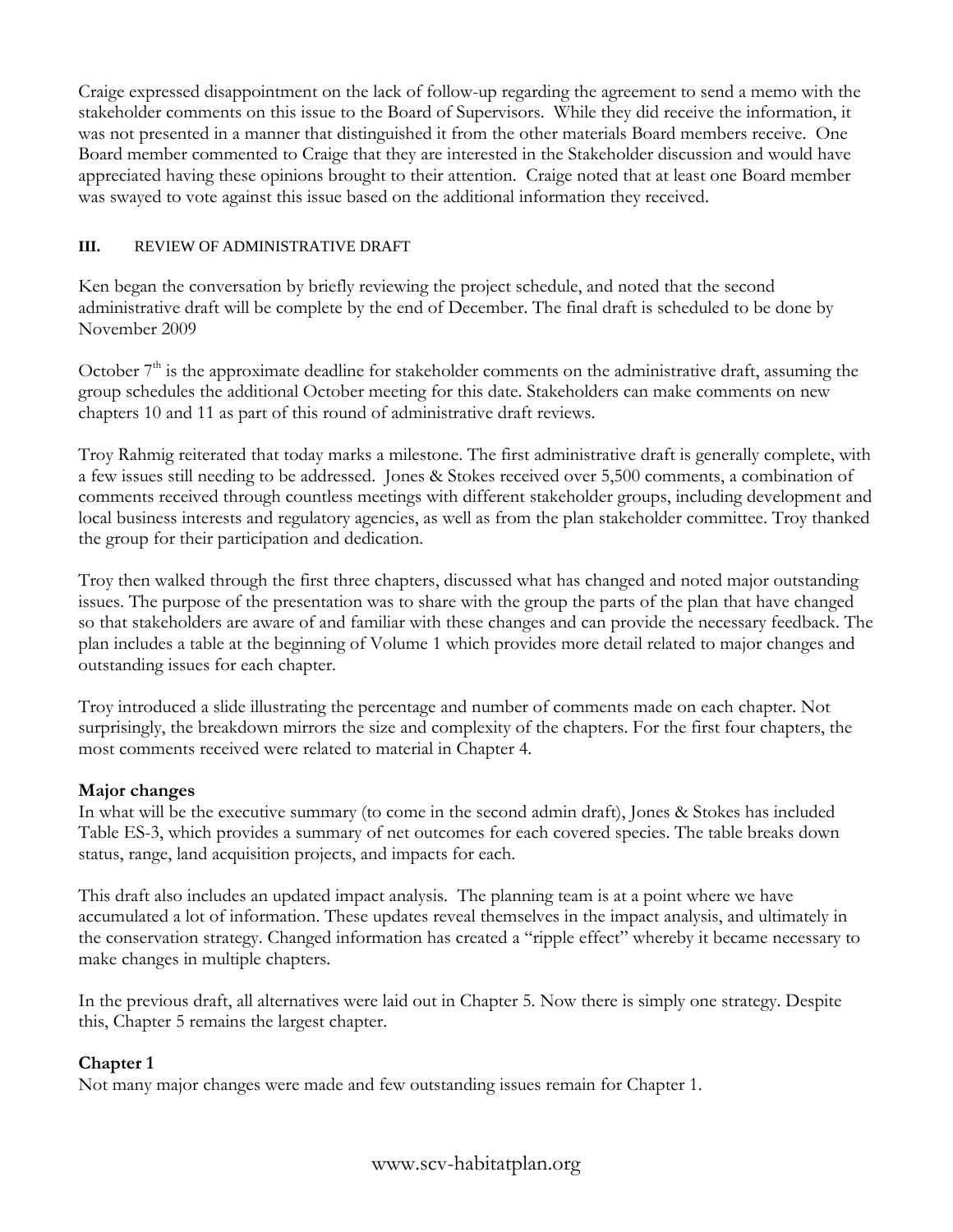Craige expressed disappointment on the lack of follow-up regarding the agreement to send a memo with the stakeholder comments on this issue to the Board of Supervisors. While they did receive the information, it was not presented in a manner that distinguished it from the other materials Board members receive. One Board member commented to Craige that they are interested in the Stakeholder discussion and would have appreciated having these opinions brought to their attention. Craige noted that at least one Board member was swayed to vote against this issue based on the additional information they received.

## III. REVIEW OF ADMINISTRATIVE DRAFT

Ken began the conversation by briefly reviewing the project schedule, and noted that the second administrative draft will be complete by the end of December. The final draft is scheduled to be done by November 2009

October 7th is the approximate deadline for stakeholder comments on the administrative draft, assuming the group schedules the additional October meeting for this date. Stakeholders can make comments on new chapters 10 and 11 as part of this round of administrative draft reviews.

Troy Rahmig reiterated that today marks a milestone. The first administrative draft is generally complete, with a few issues still needing to be addressed. Jones & Stokes received over 5,500 comments, a combination of comments received through countless meetings with different stakeholder groups, including development and local business interests and regulatory agencies, as well as from the plan stakeholder committee. Troy thanked the group for their participation and dedication.

Troy then walked through the first three chapters, discussed what has changed and noted major outstanding issues. The purpose of the presentation was to share with the group the parts of the plan that have changed so that stakeholders are aware of and familiar with these changes and can provide the necessary feedback. The plan includes a table at the beginning of Volume 1 which provides more detail related to major changes and outstanding issues for each chapter.

Troy introduced a slide illustrating the percentage and number of comments made on each chapter. Not surprisingly, the breakdown mirrors the size and complexity of the chapters. For the first four chapters, the most comments received were related to material in Chapter 4.

### Major changes

In what will be the executive summary (to come in the second admin draft), Jones & Stokes has included Table ES-3, which provides a summary of net outcomes for each covered species. The table breaks down status, range, land acquisition projects, and impacts for each.

This draft also includes an updated impact analysis. The planning team is at a point where we have accumulated a lot of information. These updates reveal themselves in the impact analysis, and ultimately in the conservation strategy. Changed information has created a "ripple effect" whereby it became necessary to make changes in multiple chapters.

In the previous draft, all alternatives were laid out in Chapter 5. Now there is simply one strategy. Despite this, Chapter 5 remains the largest chapter.

### Chapter 1

Not many major changes were made and few outstanding issues remain for Chapter 1.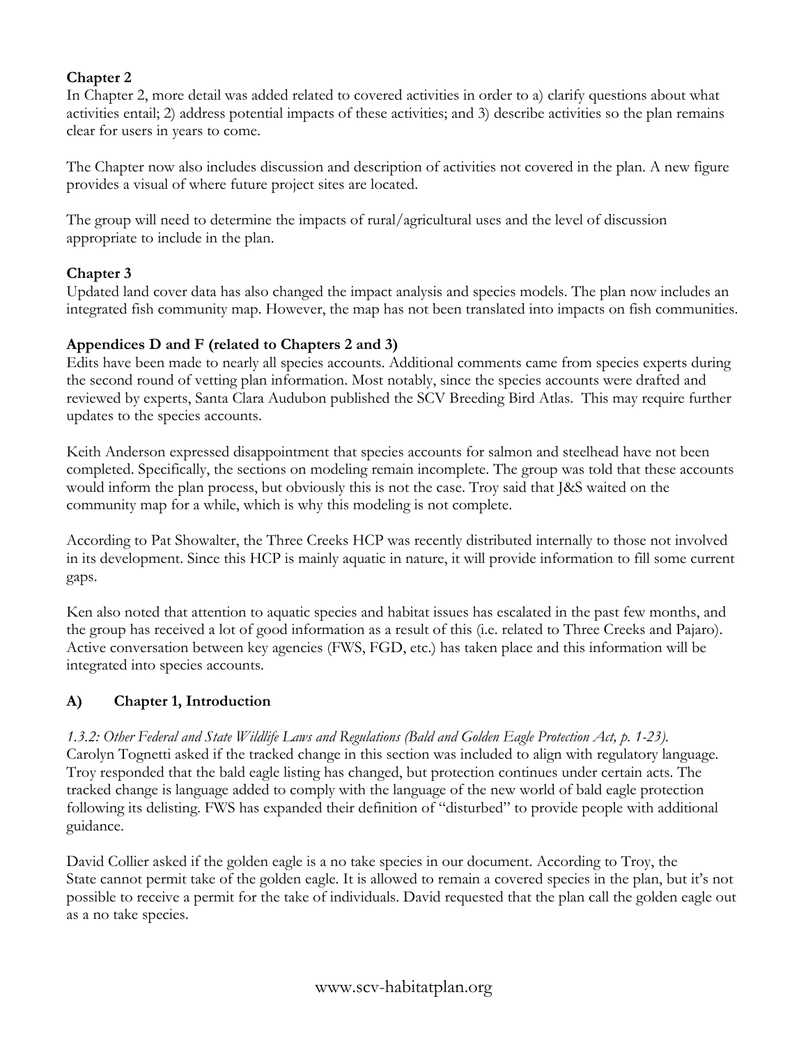**Chapter 2**

In Chapter 2, more detail was added related to covered activities in order to a) clarify questions about what activities entail; 2) address potential impacts of these activities; and 3) describe activities so the plan remains clear for users in years to come.

The Chapter now also includes discussion and description of activities not covered in the plan. A new figure provides a visual of where future project sites are located.

The group will need to determine the impacts of rural/agricultural uses and the level of discussion appropriate to include in the plan.

**Chapter 3**

Updated land cover data has also changed the impact analysis and species models. The plan now includes an integrated fish community map. However, the map has not been translated into impacts on fish communities.

**Appendices D and F (related to Chapters 2 and 3)**

Edits have been made to nearly all species accounts. Additional comments came from species experts during the second round of vetting plan information. Most notably, since the species accounts were drafted and reviewed by experts, Santa Clara Audubon published the SCV Breeding Bird Atlas. This may require further updates to the species accounts.

Keith Anderson expressed disappointment that species accounts for salmon and steelhead have not been completed. Specifically, the sections on modeling remain incomplete. The group was told that these accounts would inform the plan process, but obviously this is not the case. Troy said that J&S waited on the community map for a while, which is why this modeling is not complete.

According to Pat Showalter, the Three Creeks HCP was recently distributed internally to those not involved in its development. Since this HCP is mainly aquatic in nature, it will provide information to fill some current gaps.

Ken also noted that attention to aquatic species and habitat issues has escalated in the past few months, and the group has received a lot of good information as a result of this (i.e. related to Three Creeks and Pajaro). Active conversation between key agencies (FWS, FGD, etc.) has taken place and this information will be integrated into species accounts.

## A) Chapter 1, Introduction

*1.3.2: Other Federal and State Wildlife Laws and Regulations (Bald and Golden Eagle Protection Act, p. 1-23).* Carolyn Tognetti asked if the tracked change in this section was included to align with regulatory language. Troy responded that the bald eagle listing has changed, but protection continues under certain acts. The tracked change is language added to comply with the language of the new world of bald eagle protection following its delisting. FWS has expanded their definition of "disturbed" to provide people with additional guidance.

David Collier asked if the golden eagle is a no take species in our document. According to Troy, the State cannot permit take of the golden eagle. It is allowed to remain a covered species in the plan, but it's not possible to receive a permit for the take of individuals. David requested that the plan call the golden eagle out as a no take species.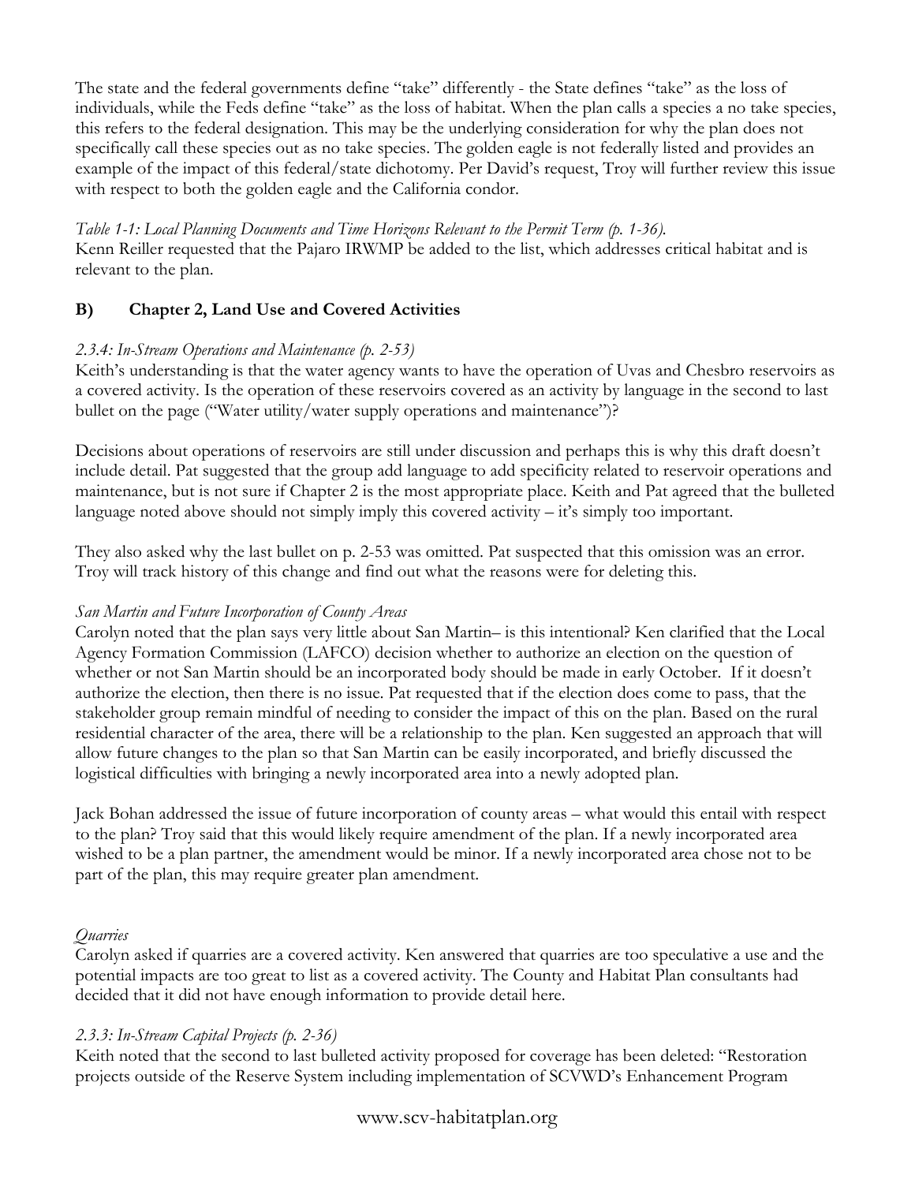The state and the federal governments define "take" differently - the State defines "take" as the loss of individuals, while the Feds define "take" as the loss of habitat. When the plan calls a species a no take species, this refers to the federal designation. This may be the underlying consideration for why the plan does not specifically call these species out as no take species. The golden eagle is not federally listed and provides an example of the impact of this federal/state dichotomy. Per David's request, Troy will further review this issue with respect to both the golden eagle and the California condor.

*Table 1-1: Local Planning Documents and Time Horizons Relevant to the Permit Term (p. 1-36).*
Kenn Reiller requested that the Pajaro IRWMP be added to the list, which addresses critical habitat and is relevant to the plan.

## B) Chapter 2, Land Use and Covered Activities

*2.3.4: In-Stream Operations and Maintenance (p. 2-53)*
Keith's understanding is that the water agency wants to have the operation of Uvas and Chesbro reservoirs as a covered activity. Is the operation of these reservoirs covered as an activity by language in the second to last bullet on the page ("Water utility/water supply operations and maintenance")?

Decisions about operations of reservoirs are still under discussion and perhaps this is why this draft doesn't include detail. Pat suggested that the group add language to add specificity related to reservoir operations and maintenance, but is not sure if Chapter 2 is the most appropriate place. Keith and Pat agreed that the bulleted language noted above should not simply imply this covered activity – it's simply too important.

They also asked why the last bullet on p. 2-53 was omitted. Pat suspected that this omission was an error. Troy will track history of this change and find out what the reasons were for deleting this.

*San Martin and Future Incorporation of County Areas*
Carolyn noted that the plan says very little about San Martin– is this intentional? Ken clarified that the Local Agency Formation Commission (LAFCO) decision whether to authorize an election on the question of whether or not San Martin should be an incorporated body should be made in early October. If it doesn't authorize the election, then there is no issue. Pat requested that if the election does come to pass, that the stakeholder group remain mindful of needing to consider the impact of this on the plan. Based on the rural residential character of the area, there will be a relationship to the plan. Ken suggested an approach that will allow future changes to the plan so that San Martin can be easily incorporated, and briefly discussed the logistical difficulties with bringing a newly incorporated area into a newly adopted plan.

Jack Bohan addressed the issue of future incorporation of county areas – what would this entail with respect to the plan? Troy said that this would likely require amendment of the plan. If a newly incorporated area wished to be a plan partner, the amendment would be minor. If a newly incorporated area chose not to be part of the plan, this may require greater plan amendment.

*Quarries*
Carolyn asked if quarries are a covered activity. Ken answered that quarries are too speculative a use and the potential impacts are too great to list as a covered activity. The County and Habitat Plan consultants had decided that it did not have enough information to provide detail here.

*2.3.3: In-Stream Capital Projects (p. 2-36)*
Keith noted that the second to last bulleted activity proposed for coverage has been deleted: "Restoration projects outside of the Reserve System including implementation of SCVWD's Enhancement Program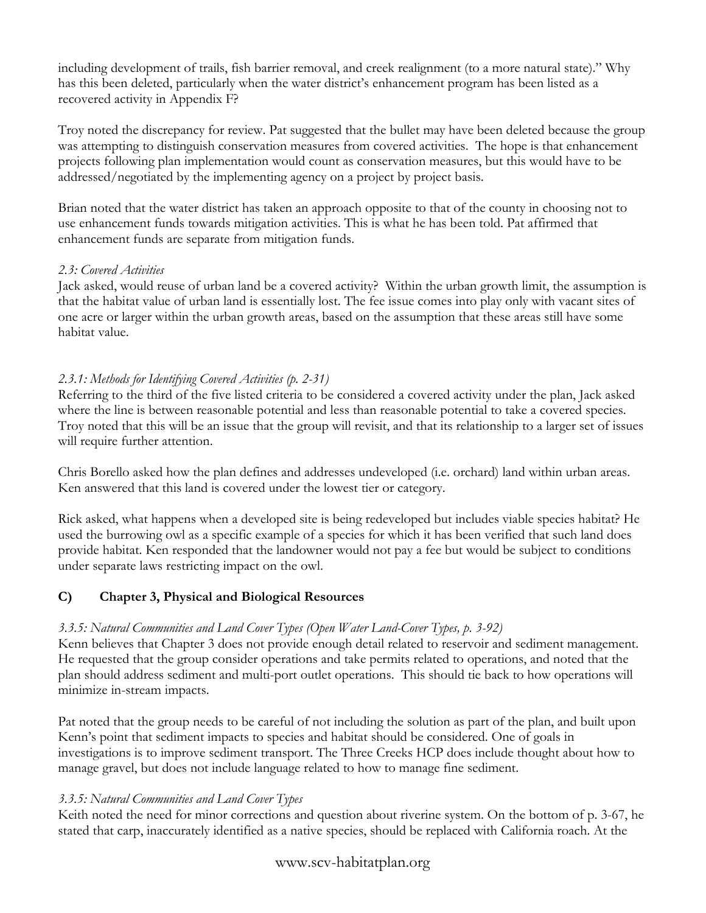including development of trails, fish barrier removal, and creek realignment (to a more natural state)." Why has this been deleted, particularly when the water district's enhancement program has been listed as a recovered activity in Appendix F?

Troy noted the discrepancy for review. Pat suggested that the bullet may have been deleted because the group was attempting to distinguish conservation measures from covered activities. The hope is that enhancement projects following plan implementation would count as conservation measures, but this would have to be addressed/negotiated by the implementing agency on a project by project basis.

Brian noted that the water district has taken an approach opposite to that of the county in choosing not to use enhancement funds towards mitigation activities. This is what he has been told. Pat affirmed that enhancement funds are separate from mitigation funds.

*2.3: Covered Activities*

Jack asked, would reuse of urban land be a covered activity? Within the urban growth limit, the assumption is that the habitat value of urban land is essentially lost. The fee issue comes into play only with vacant sites of one acre or larger within the urban growth areas, based on the assumption that these areas still have some habitat value.

*2.3.1: Methods for Identifying Covered Activities (p. 2-31)*

Referring to the third of the five listed criteria to be considered a covered activity under the plan, Jack asked where the line is between reasonable potential and less than reasonable potential to take a covered species. Troy noted that this will be an issue that the group will revisit, and that its relationship to a larger set of issues will require further attention.

Chris Borello asked how the plan defines and addresses undeveloped (i.e. orchard) land within urban areas. Ken answered that this land is covered under the lowest tier or category.

Rick asked, what happens when a developed site is being redeveloped but includes viable species habitat? He used the burrowing owl as a specific example of a species for which it has been verified that such land does provide habitat. Ken responded that the landowner would not pay a fee but would be subject to conditions under separate laws restricting impact on the owl.

## C) Chapter 3, Physical and Biological Resources

*3.3.5: Natural Communities and Land Cover Types (Open Water Land-Cover Types, p. 3-92)*

Kenn believes that Chapter 3 does not provide enough detail related to reservoir and sediment management. He requested that the group consider operations and take permits related to operations, and noted that the plan should address sediment and multi-port outlet operations. This should tie back to how operations will minimize in-stream impacts.

Pat noted that the group needs to be careful of not including the solution as part of the plan, and built upon Kenn's point that sediment impacts to species and habitat should be considered. One of goals in investigations is to improve sediment transport. The Three Creeks HCP does include thought about how to manage gravel, but does not include language related to how to manage fine sediment.

*3.3.5: Natural Communities and Land Cover Types*

Keith noted the need for minor corrections and question about riverine system. On the bottom of p. 3-67, he stated that carp, inaccurately identified as a native species, should be replaced with California roach. At the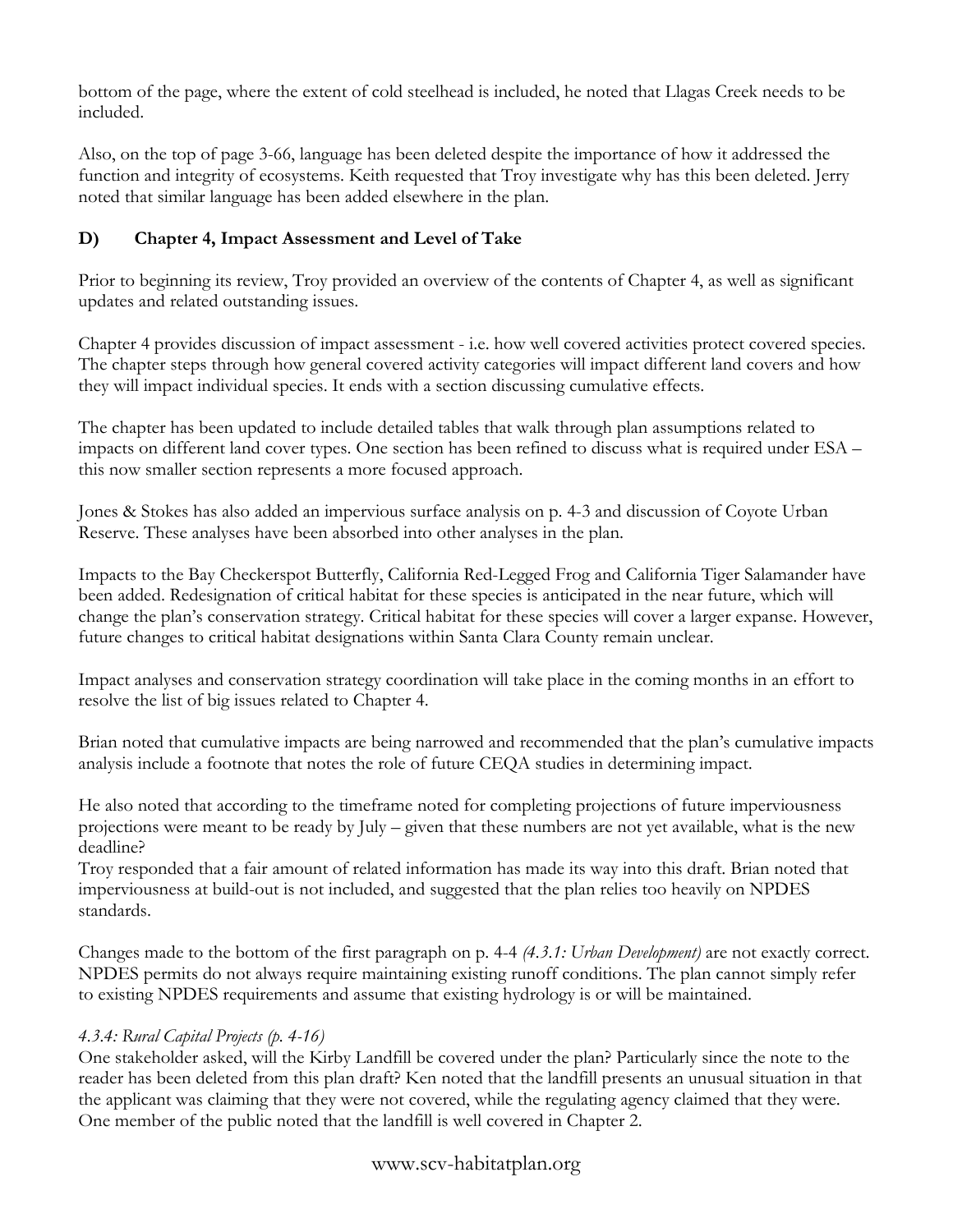bottom of the page, where the extent of cold steelhead is included, he noted that Llagas Creek needs to be included.

Also, on the top of page 3-66, language has been deleted despite the importance of how it addressed the function and integrity of ecosystems. Keith requested that Troy investigate why has this been deleted. Jerry noted that similar language has been added elsewhere in the plan.

## D) Chapter 4, Impact Assessment and Level of Take

Prior to beginning its review, Troy provided an overview of the contents of Chapter 4, as well as significant updates and related outstanding issues.

Chapter 4 provides discussion of impact assessment - i.e. how well covered activities protect covered species. The chapter steps through how general covered activity categories will impact different land covers and how they will impact individual species. It ends with a section discussing cumulative effects.

The chapter has been updated to include detailed tables that walk through plan assumptions related to impacts on different land cover types. One section has been refined to discuss what is required under ESA – this now smaller section represents a more focused approach.

Jones & Stokes has also added an impervious surface analysis on p. 4-3 and discussion of Coyote Urban Reserve. These analyses have been absorbed into other analyses in the plan.

Impacts to the Bay Checkerspot Butterfly, California Red-Legged Frog and California Tiger Salamander have been added. Redesignation of critical habitat for these species is anticipated in the near future, which will change the plan's conservation strategy. Critical habitat for these species will cover a larger expanse. However, future changes to critical habitat designations within Santa Clara County remain unclear.

Impact analyses and conservation strategy coordination will take place in the coming months in an effort to resolve the list of big issues related to Chapter 4.

Brian noted that cumulative impacts are being narrowed and recommended that the plan's cumulative impacts analysis include a footnote that notes the role of future CEQA studies in determining impact.

He also noted that according to the timeframe noted for completing projections of future imperviousness projections were meant to be ready by July – given that these numbers are not yet available, what is the new deadline?
Troy responded that a fair amount of related information has made its way into this draft. Brian noted that imperviousness at build-out is not included, and suggested that the plan relies too heavily on NPDES standards.

Changes made to the bottom of the first paragraph on p. 4-4 *(4.3.1: Urban Development)* are not exactly correct. NPDES permits do not always require maintaining existing runoff conditions. The plan cannot simply refer to existing NPDES requirements and assume that existing hydrology is or will be maintained.

*4.3.4: Rural Capital Projects (p. 4-16)*
One stakeholder asked, will the Kirby Landfill be covered under the plan? Particularly since the note to the reader has been deleted from this plan draft? Ken noted that the landfill presents an unusual situation in that the applicant was claiming that they were not covered, while the regulating agency claimed that they were. One member of the public noted that the landfill is well covered in Chapter 2.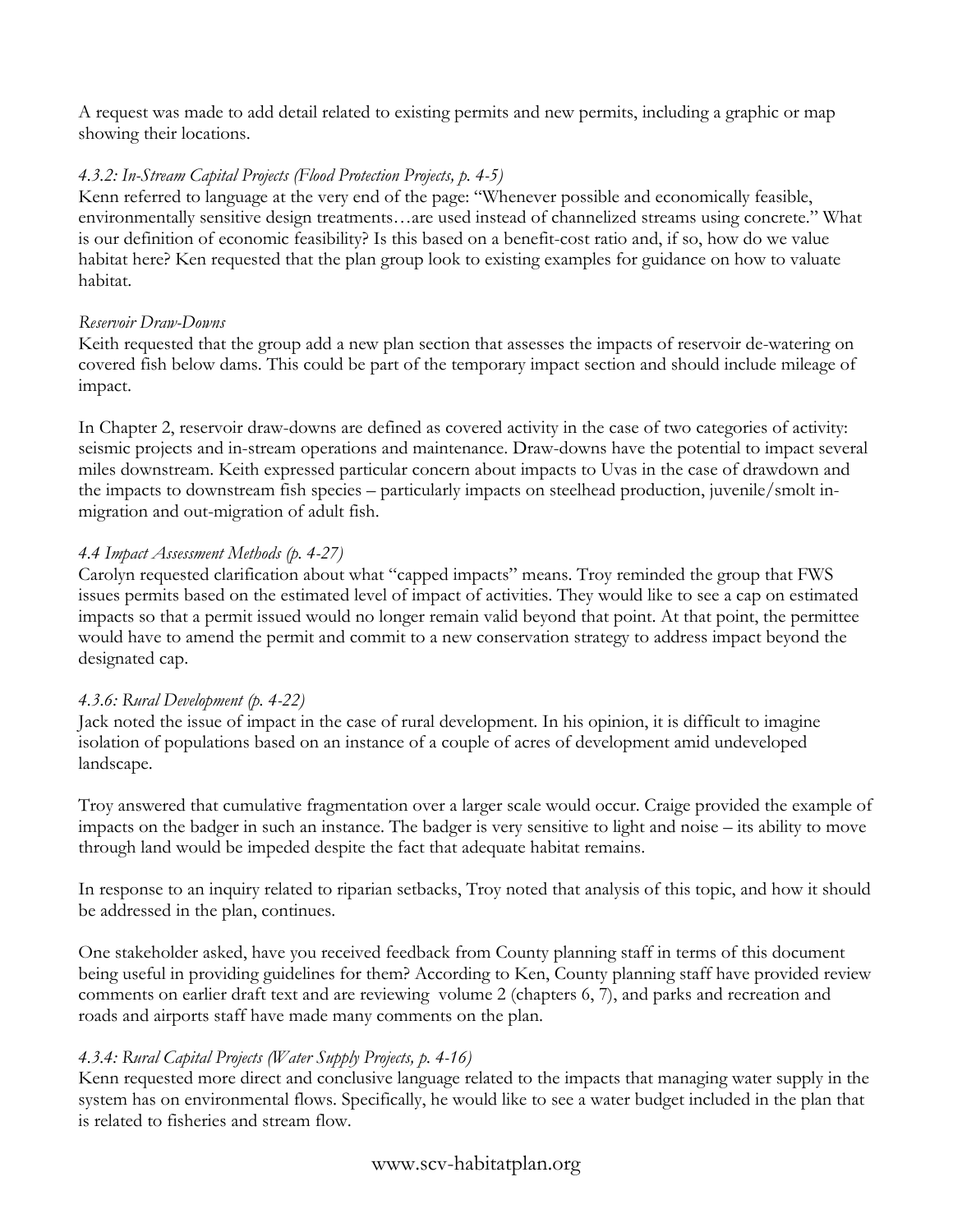A request was made to add detail related to existing permits and new permits, including a graphic or map showing their locations.

*4.3.2: In-Stream Capital Projects (Flood Protection Projects, p. 4-5)*

Kenn referred to language at the very end of the page: "Whenever possible and economically feasible, environmentally sensitive design treatments…are used instead of channelized streams using concrete." What is our definition of economic feasibility? Is this based on a benefit-cost ratio and, if so, how do we value habitat here? Ken requested that the plan group look to existing examples for guidance on how to valuate habitat.

*Reservoir Draw-Downs*

Keith requested that the group add a new plan section that assesses the impacts of reservoir de-watering on covered fish below dams. This could be part of the temporary impact section and should include mileage of impact.

In Chapter 2, reservoir draw-downs are defined as covered activity in the case of two categories of activity: seismic projects and in-stream operations and maintenance. Draw-downs have the potential to impact several miles downstream. Keith expressed particular concern about impacts to Uvas in the case of drawdown and the impacts to downstream fish species – particularly impacts on steelhead production, juvenile/smolt in-migration and out-migration of adult fish.

*4.4 Impact Assessment Methods (p. 4-27)*

Carolyn requested clarification about what "capped impacts" means. Troy reminded the group that FWS issues permits based on the estimated level of impact of activities. They would like to see a cap on estimated impacts so that a permit issued would no longer remain valid beyond that point. At that point, the permittee would have to amend the permit and commit to a new conservation strategy to address impact beyond the designated cap.

*4.3.6: Rural Development (p. 4-22)*

Jack noted the issue of impact in the case of rural development. In his opinion, it is difficult to imagine isolation of populations based on an instance of a couple of acres of development amid undeveloped landscape.

Troy answered that cumulative fragmentation over a larger scale would occur. Craige provided the example of impacts on the badger in such an instance. The badger is very sensitive to light and noise – its ability to move through land would be impeded despite the fact that adequate habitat remains.

In response to an inquiry related to riparian setbacks, Troy noted that analysis of this topic, and how it should be addressed in the plan, continues.

One stakeholder asked, have you received feedback from County planning staff in terms of this document being useful in providing guidelines for them? According to Ken, County planning staff have provided review comments on earlier draft text and are reviewing volume 2 (chapters 6, 7), and parks and recreation and roads and airports staff have made many comments on the plan.

*4.3.4: Rural Capital Projects (Water Supply Projects, p. 4-16)*

Kenn requested more direct and conclusive language related to the impacts that managing water supply in the system has on environmental flows. Specifically, he would like to see a water budget included in the plan that is related to fisheries and stream flow.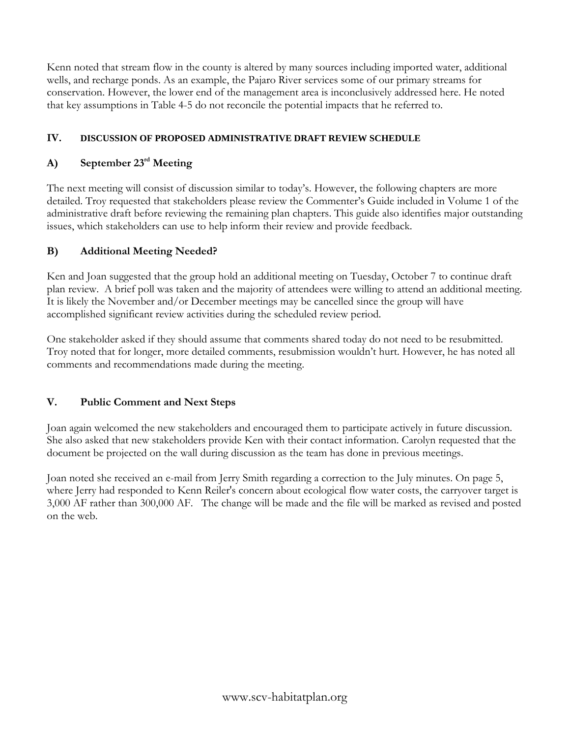Kenn noted that stream flow in the county is altered by many sources including imported water, additional wells, and recharge ponds. As an example, the Pajaro River services some of our primary streams for conservation. However, the lower end of the management area is inconclusively addressed here. He noted that key assumptions in Table 4-5 do not reconcile the potential impacts that he referred to.

## IV. DISCUSSION OF PROPOSED ADMINISTRATIVE DRAFT REVIEW SCHEDULE

### A) September 23rd Meeting

The next meeting will consist of discussion similar to today's. However, the following chapters are more detailed. Troy requested that stakeholders please review the Commenter's Guide included in Volume 1 of the administrative draft before reviewing the remaining plan chapters. This guide also identifies major outstanding issues, which stakeholders can use to help inform their review and provide feedback.

### B) Additional Meeting Needed?

Ken and Joan suggested that the group hold an additional meeting on Tuesday, October 7 to continue draft plan review. A brief poll was taken and the majority of attendees were willing to attend an additional meeting. It is likely the November and/or December meetings may be cancelled since the group will have accomplished significant review activities during the scheduled review period.

One stakeholder asked if they should assume that comments shared today do not need to be resubmitted. Troy noted that for longer, more detailed comments, resubmission wouldn't hurt. However, he has noted all comments and recommendations made during the meeting.

## V. Public Comment and Next Steps

Joan again welcomed the new stakeholders and encouraged them to participate actively in future discussion. She also asked that new stakeholders provide Ken with their contact information. Carolyn requested that the document be projected on the wall during discussion as the team has done in previous meetings.

Joan noted she received an e-mail from Jerry Smith regarding a correction to the July minutes. On page 5, where Jerry had responded to Kenn Reiler's concern about ecological flow water costs, the carryover target is 3,000 AF rather than 300,000 AF. The change will be made and the file will be marked as revised and posted on the web.